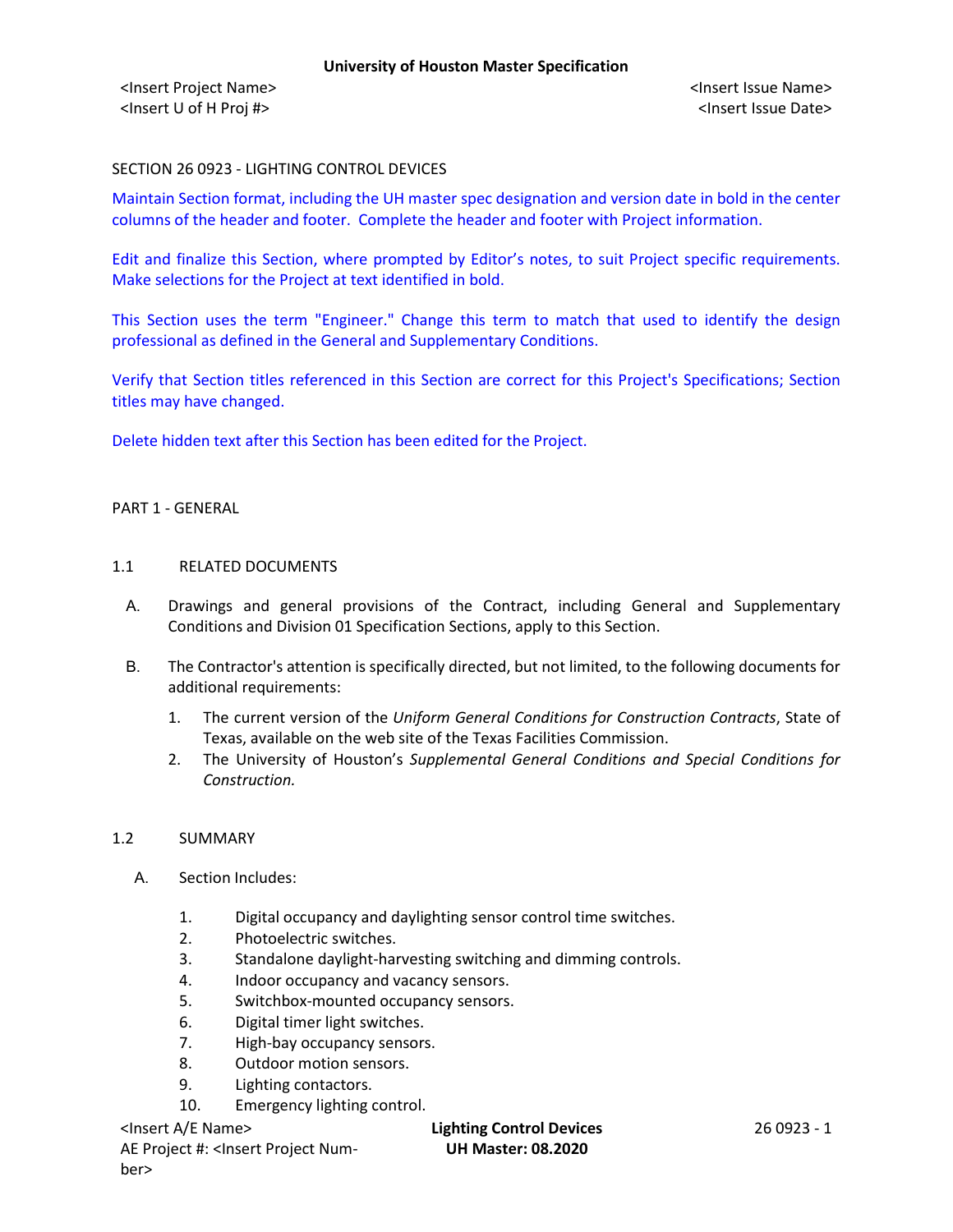**University of Houston Master Specification**

<Insert Project Name> <Insert Issue Name>
<Insert U of H Proj #> <Insert Issue Date>

SECTION 26 0923 - LIGHTING CONTROL DEVICES

Maintain Section format, including the UH master spec designation and version date in bold in the center columns of the header and footer. Complete the header and footer with Project information.

Edit and finalize this Section, where prompted by Editor's notes, to suit Project specific requirements. Make selections for the Project at text identified in bold.

This Section uses the term "Engineer." Change this term to match that used to identify the design professional as defined in the General and Supplementary Conditions.

Verify that Section titles referenced in this Section are correct for this Project's Specifications; Section titles may have changed.

Delete hidden text after this Section has been edited for the Project.

PART 1 - GENERAL

1.1 RELATED DOCUMENTS

A. Drawings and general provisions of the Contract, including General and Supplementary Conditions and Division 01 Specification Sections, apply to this Section.

B. The Contractor's attention is specifically directed, but not limited, to the following documents for additional requirements:

1. The current version of the *Uniform General Conditions for Construction Contracts*, State of Texas, available on the web site of the Texas Facilities Commission.
2. The University of Houston's *Supplemental General Conditions and Special Conditions for Construction.*

1.2 SUMMARY

A. Section Includes:

1. Digital occupancy and daylighting sensor control time switches.
2. Photoelectric switches.
3. Standalone daylight-harvesting switching and dimming controls.
4. Indoor occupancy and vacancy sensors.
5. Switchbox-mounted occupancy sensors.
6. Digital timer light switches.
7. High-bay occupancy sensors.
8. Outdoor motion sensors.
9. Lighting contactors.
10. Emergency lighting control.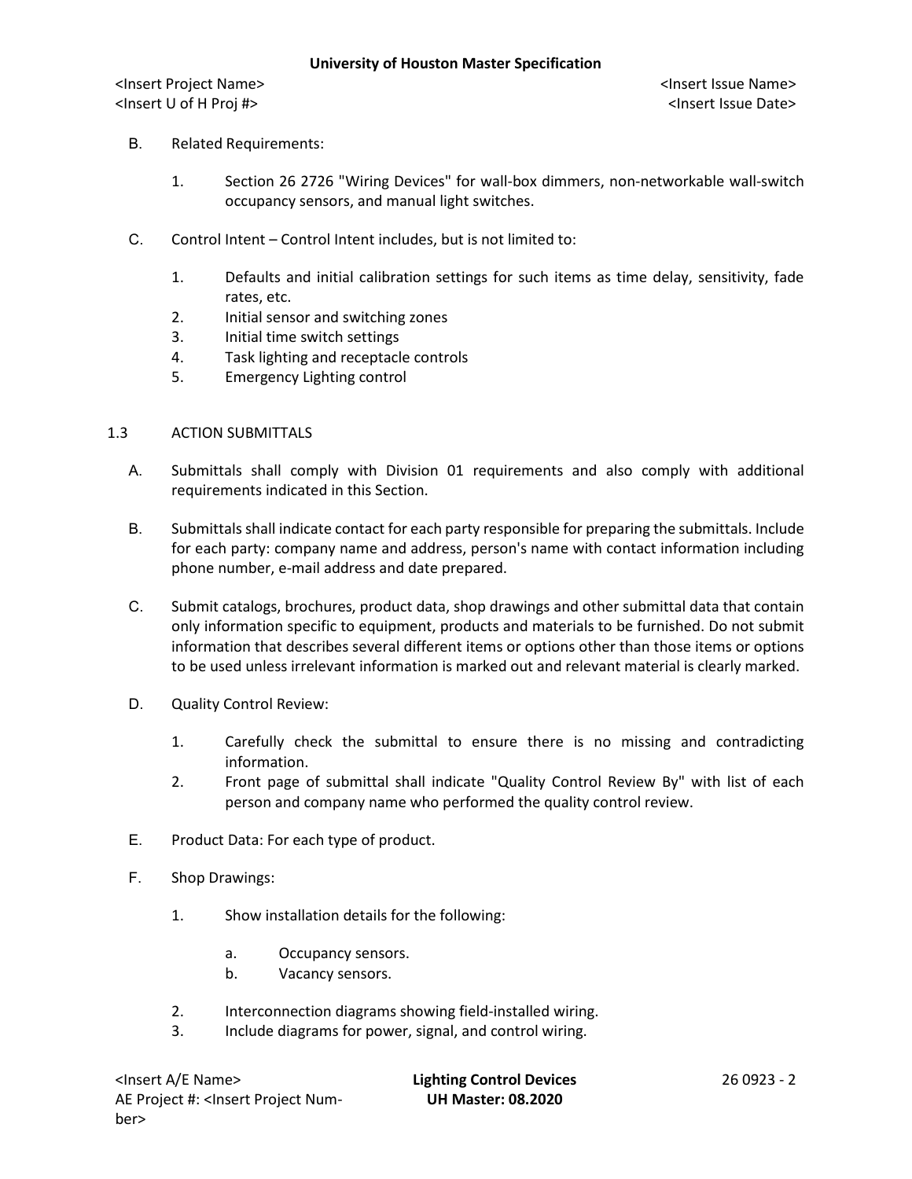B. Related Requirements:

1. Section 26 2726 "Wiring Devices" for wall-box dimmers, non-networkable wall-switch occupancy sensors, and manual light switches.

C. Control Intent – Control Intent includes, but is not limited to:

1. Defaults and initial calibration settings for such items as time delay, sensitivity, fade rates, etc.
2. Initial sensor and switching zones
3. Initial time switch settings
4. Task lighting and receptacle controls
5. Emergency Lighting control

## 1.3 ACTION SUBMITTALS

A. Submittals shall comply with Division 01 requirements and also comply with additional requirements indicated in this Section.

B. Submittals shall indicate contact for each party responsible for preparing the submittals. Include for each party: company name and address, person's name with contact information including phone number, e-mail address and date prepared.

C. Submit catalogs, brochures, product data, shop drawings and other submittal data that contain only information specific to equipment, products and materials to be furnished. Do not submit information that describes several different items or options other than those items or options to be used unless irrelevant information is marked out and relevant material is clearly marked.

D. Quality Control Review:

1. Carefully check the submittal to ensure there is no missing and contradicting information.
2. Front page of submittal shall indicate "Quality Control Review By" with list of each person and company name who performed the quality control review.

E. Product Data: For each type of product.

F. Shop Drawings:

1. Show installation details for the following:
   a. Occupancy sensors.
   b. Vacancy sensors.
2. Interconnection diagrams showing field-installed wiring.
3. Include diagrams for power, signal, and control wiring.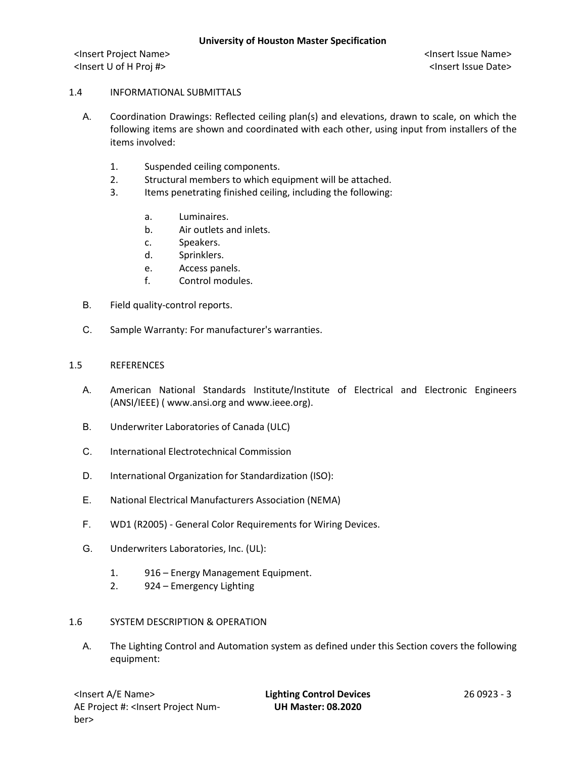## 1.4 INFORMATIONAL SUBMITTALS

A. Coordination Drawings: Reflected ceiling plan(s) and elevations, drawn to scale, on which the following items are shown and coordinated with each other, using input from installers of the items involved:

1. Suspended ceiling components.
2. Structural members to which equipment will be attached.
3. Items penetrating finished ceiling, including the following:

   a. Luminaires.
   b. Air outlets and inlets.
   c. Speakers.
   d. Sprinklers.
   e. Access panels.
   f. Control modules.

B. Field quality-control reports.

C. Sample Warranty: For manufacturer's warranties.

## 1.5 REFERENCES

A. American National Standards Institute/Institute of Electrical and Electronic Engineers (ANSI/IEEE) ( www.ansi.org and www.ieee.org).

B. Underwriter Laboratories of Canada (ULC)

C. International Electrotechnical Commission

D. International Organization for Standardization (ISO):

E. National Electrical Manufacturers Association (NEMA)

F. WD1 (R2005) - General Color Requirements for Wiring Devices.

G. Underwriters Laboratories, Inc. (UL):

1. 916 – Energy Management Equipment.
2. 924 – Emergency Lighting

## 1.6 SYSTEM DESCRIPTION & OPERATION

A. The Lighting Control and Automation system as defined under this Section covers the following equipment: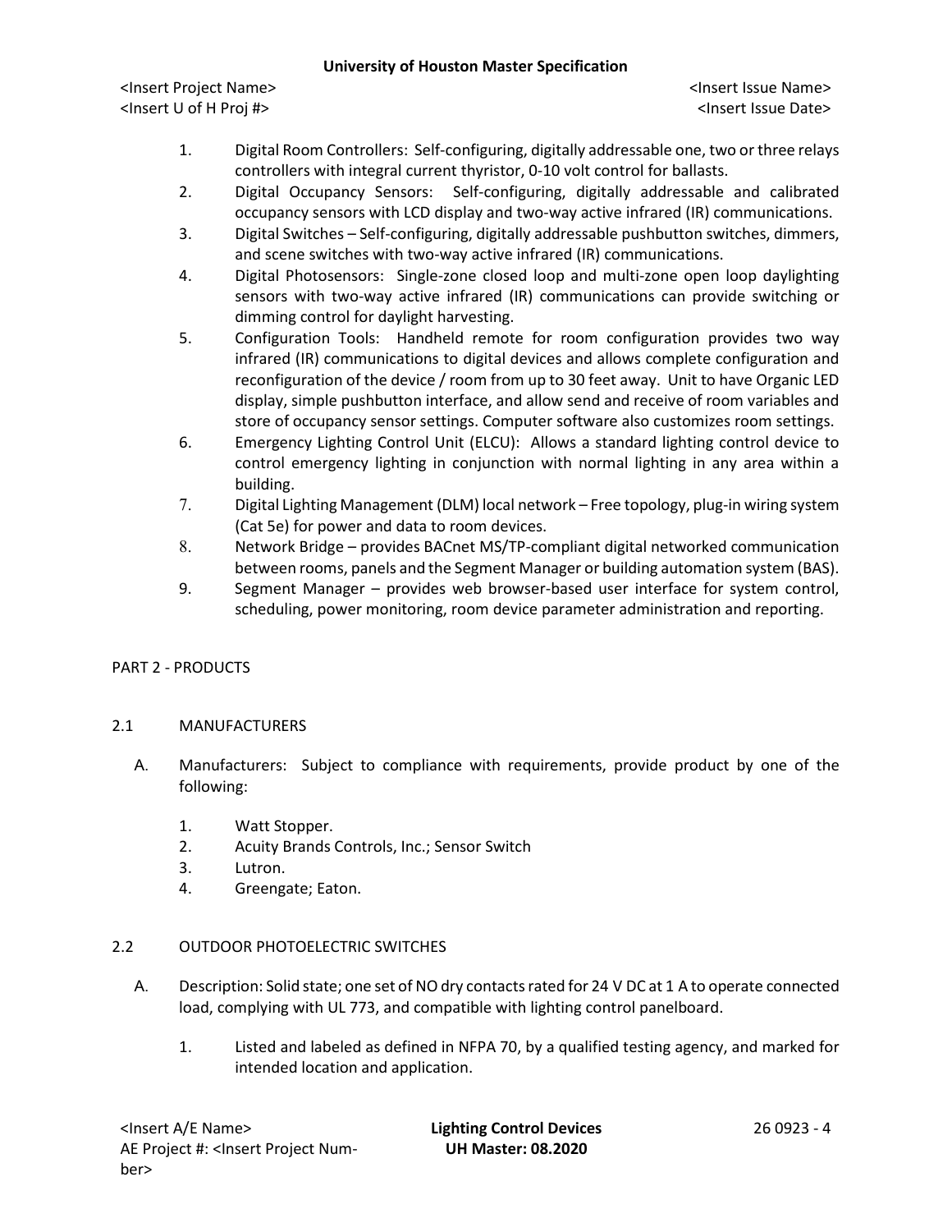1. Digital Room Controllers: Self-configuring, digitally addressable one, two or three relays controllers with integral current thyristor, 0-10 volt control for ballasts.
2. Digital Occupancy Sensors: Self-configuring, digitally addressable and calibrated occupancy sensors with LCD display and two-way active infrared (IR) communications.
3. Digital Switches – Self-configuring, digitally addressable pushbutton switches, dimmers, and scene switches with two-way active infrared (IR) communications.
4. Digital Photosensors: Single-zone closed loop and multi-zone open loop daylighting sensors with two-way active infrared (IR) communications can provide switching or dimming control for daylight harvesting.
5. Configuration Tools: Handheld remote for room configuration provides two way infrared (IR) communications to digital devices and allows complete configuration and reconfiguration of the device / room from up to 30 feet away. Unit to have Organic LED display, simple pushbutton interface, and allow send and receive of room variables and store of occupancy sensor settings. Computer software also customizes room settings.
6. Emergency Lighting Control Unit (ELCU): Allows a standard lighting control device to control emergency lighting in conjunction with normal lighting in any area within a building.
7. Digital Lighting Management (DLM) local network – Free topology, plug-in wiring system (Cat 5e) for power and data to room devices.
8. Network Bridge – provides BACnet MS/TP-compliant digital networked communication between rooms, panels and the Segment Manager or building automation system (BAS).
9. Segment Manager – provides web browser-based user interface for system control, scheduling, power monitoring, room device parameter administration and reporting.

# PART 2 - PRODUCTS

## 2.1 MANUFACTURERS

A. Manufacturers: Subject to compliance with requirements, provide product by one of the following:

1. Watt Stopper.
2. Acuity Brands Controls, Inc.; Sensor Switch
3. Lutron.
4. Greengate; Eaton.

## 2.2 OUTDOOR PHOTOELECTRIC SWITCHES

A. Description: Solid state; one set of NO dry contacts rated for 24 V DC at 1 A to operate connected load, complying with UL 773, and compatible with lighting control panelboard.

1. Listed and labeled as defined in NFPA 70, by a qualified testing agency, and marked for intended location and application.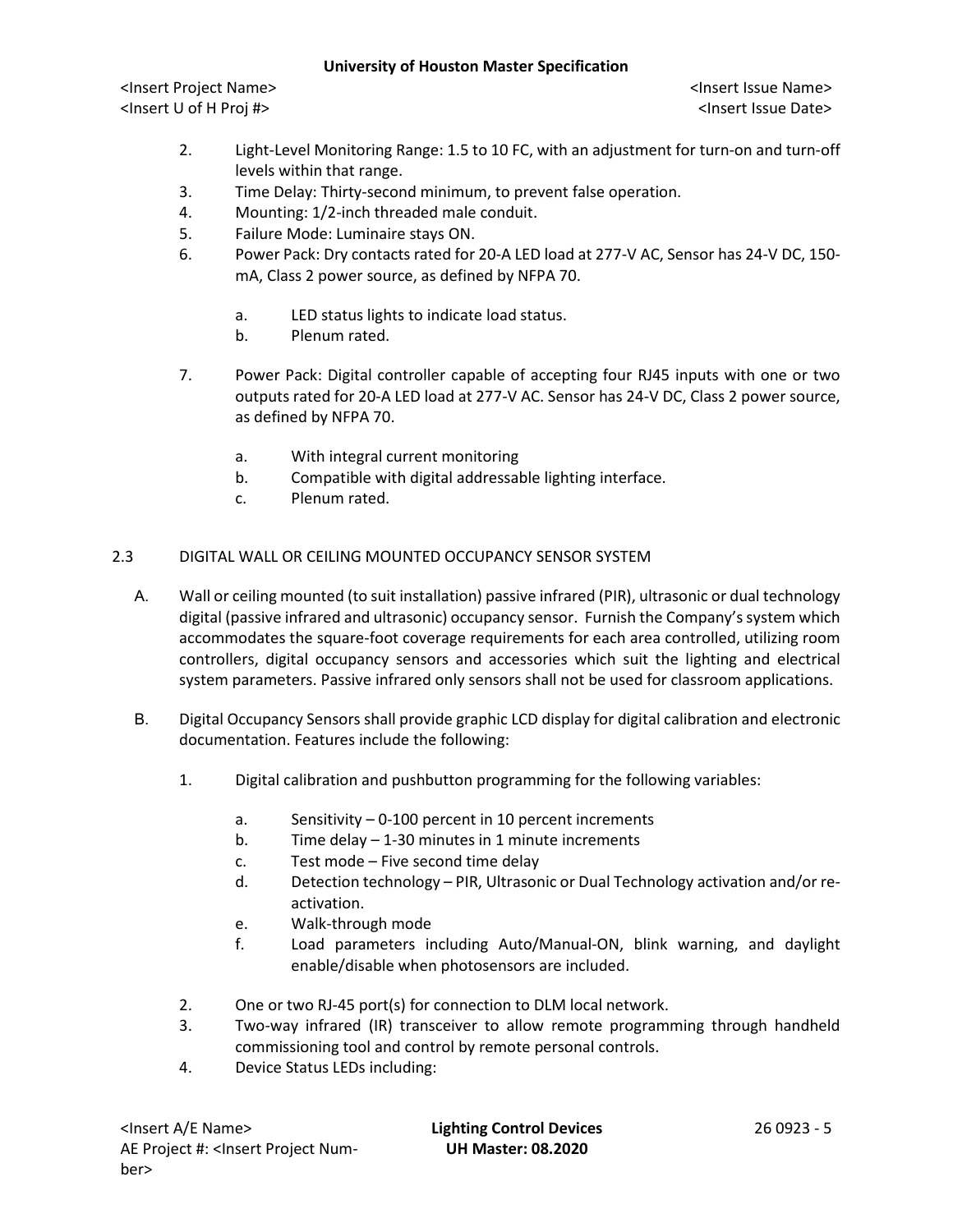2. Light-Level Monitoring Range: 1.5 to 10 FC, with an adjustment for turn-on and turn-off levels within that range.
3. Time Delay: Thirty-second minimum, to prevent false operation.
4. Mounting: 1/2-inch threaded male conduit.
5. Failure Mode: Luminaire stays ON.
6. Power Pack: Dry contacts rated for 20-A LED load at 277-V AC, Sensor has 24-V DC, 150-mA, Class 2 power source, as defined by NFPA 70.
   a. LED status lights to indicate load status.
   b. Plenum rated.
7. Power Pack: Digital controller capable of accepting four RJ45 inputs with one or two outputs rated for 20-A LED load at 277-V AC. Sensor has 24-V DC, Class 2 power source, as defined by NFPA 70.
   a. With integral current monitoring
   b. Compatible with digital addressable lighting interface.
   c. Plenum rated.

## 2.3 DIGITAL WALL OR CEILING MOUNTED OCCUPANCY SENSOR SYSTEM

A. Wall or ceiling mounted (to suit installation) passive infrared (PIR), ultrasonic or dual technology digital (passive infrared and ultrasonic) occupancy sensor. Furnish the Company's system which accommodates the square-foot coverage requirements for each area controlled, utilizing room controllers, digital occupancy sensors and accessories which suit the lighting and electrical system parameters. Passive infrared only sensors shall not be used for classroom applications.

B. Digital Occupancy Sensors shall provide graphic LCD display for digital calibration and electronic documentation. Features include the following:

1. Digital calibration and pushbutton programming for the following variables:
   a. Sensitivity – 0-100 percent in 10 percent increments
   b. Time delay – 1-30 minutes in 1 minute increments
   c. Test mode – Five second time delay
   d. Detection technology – PIR, Ultrasonic or Dual Technology activation and/or re-activation.
   e. Walk-through mode
   f. Load parameters including Auto/Manual-ON, blink warning, and daylight enable/disable when photosensors are included.
2. One or two RJ-45 port(s) for connection to DLM local network.
3. Two-way infrared (IR) transceiver to allow remote programming through handheld commissioning tool and control by remote personal controls.
4. Device Status LEDs including: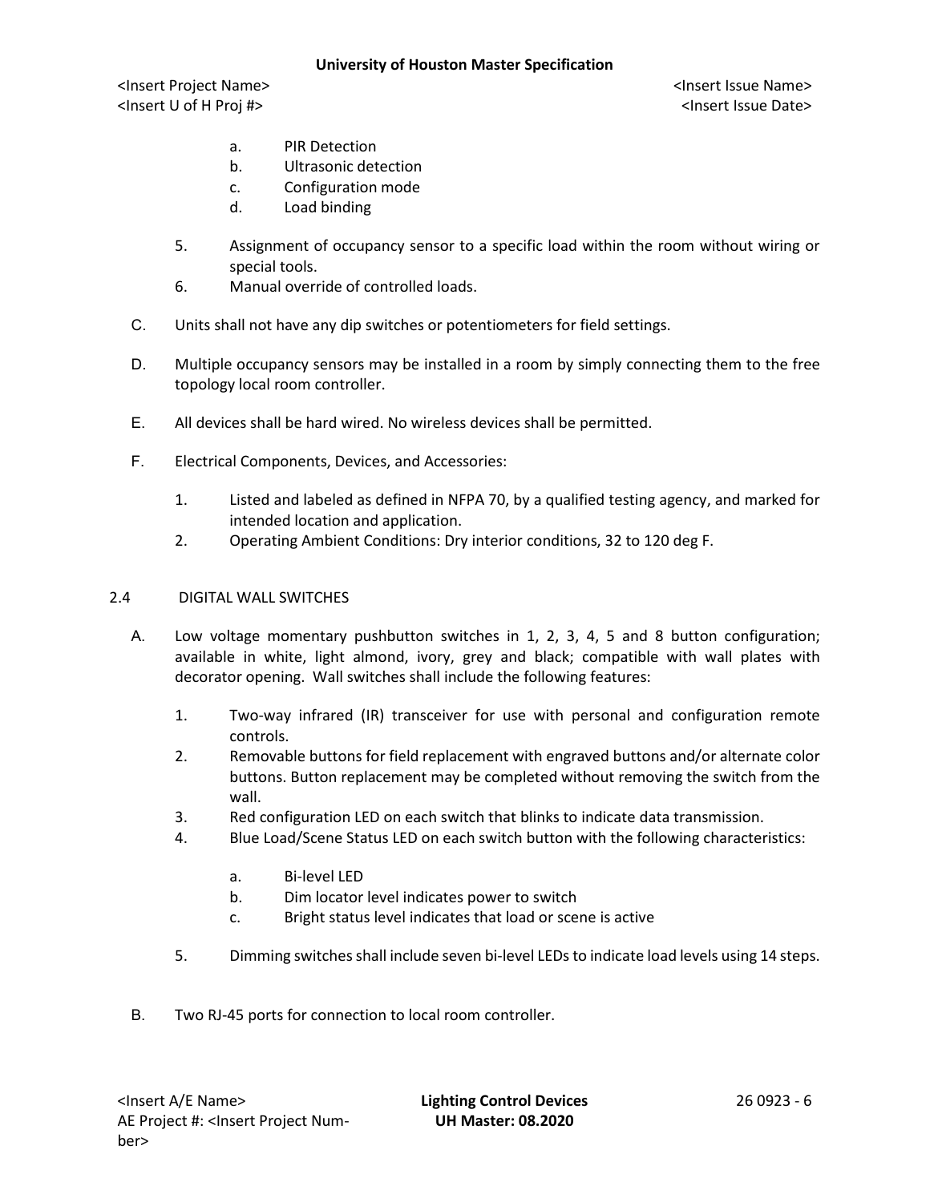a. PIR Detection
b. Ultrasonic detection
c. Configuration mode
d. Load binding

5. Assignment of occupancy sensor to a specific load within the room without wiring or special tools.
6. Manual override of controlled loads.

C. Units shall not have any dip switches or potentiometers for field settings.

D. Multiple occupancy sensors may be installed in a room by simply connecting them to the free topology local room controller.

E. All devices shall be hard wired. No wireless devices shall be permitted.

F. Electrical Components, Devices, and Accessories:

1. Listed and labeled as defined in NFPA 70, by a qualified testing agency, and marked for intended location and application.
2. Operating Ambient Conditions: Dry interior conditions, 32 to 120 deg F.

## 2.4 DIGITAL WALL SWITCHES

A. Low voltage momentary pushbutton switches in 1, 2, 3, 4, 5 and 8 button configuration; available in white, light almond, ivory, grey and black; compatible with wall plates with decorator opening. Wall switches shall include the following features:

1. Two-way infrared (IR) transceiver for use with personal and configuration remote controls.
2. Removable buttons for field replacement with engraved buttons and/or alternate color buttons. Button replacement may be completed without removing the switch from the wall.
3. Red configuration LED on each switch that blinks to indicate data transmission.
4. Blue Load/Scene Status LED on each switch button with the following characteristics:

   a. Bi-level LED
   b. Dim locator level indicates power to switch
   c. Bright status level indicates that load or scene is active

5. Dimming switches shall include seven bi-level LEDs to indicate load levels using 14 steps.

B. Two RJ-45 ports for connection to local room controller.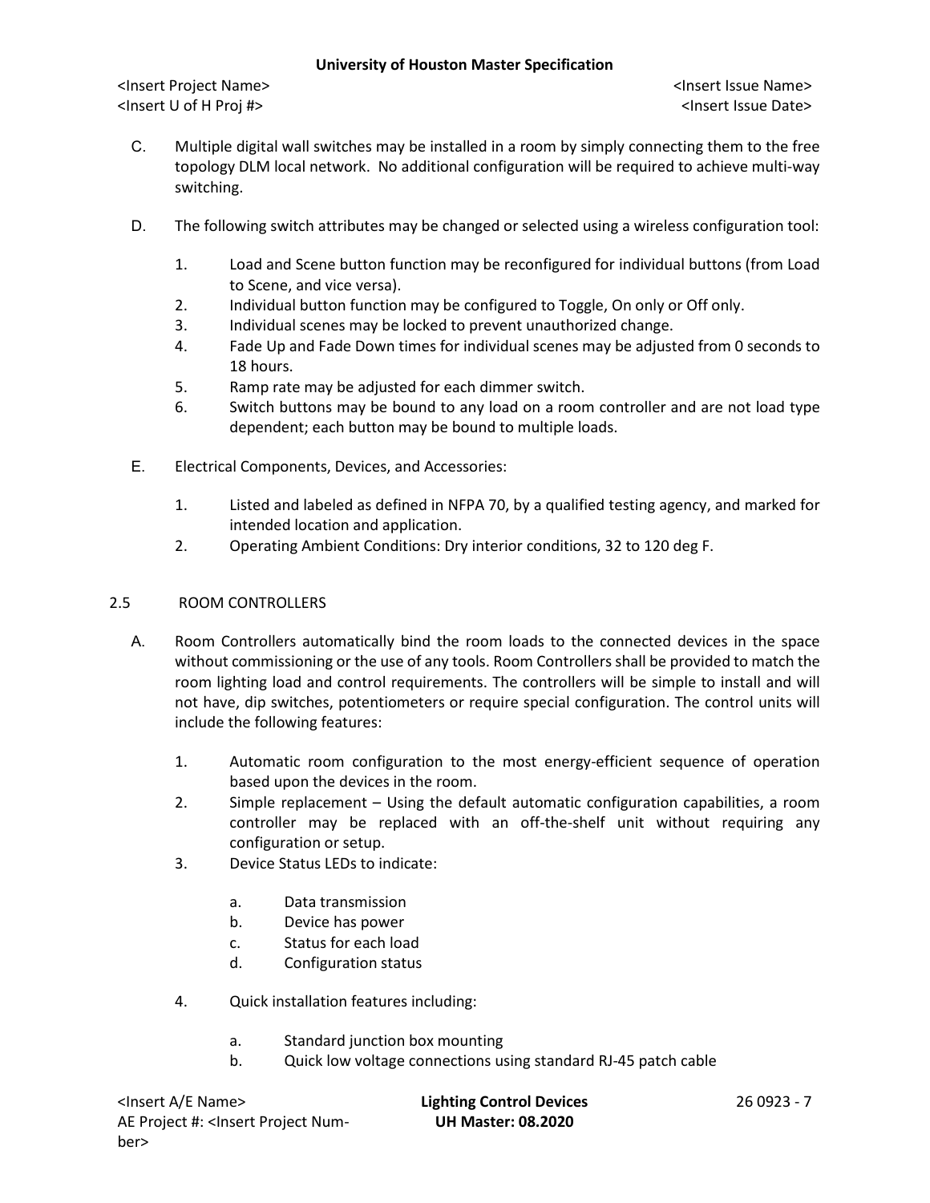C. Multiple digital wall switches may be installed in a room by simply connecting them to the free topology DLM local network. No additional configuration will be required to achieve multi-way switching.

D. The following switch attributes may be changed or selected using a wireless configuration tool:

1. Load and Scene button function may be reconfigured for individual buttons (from Load to Scene, and vice versa).
2. Individual button function may be configured to Toggle, On only or Off only.
3. Individual scenes may be locked to prevent unauthorized change.
4. Fade Up and Fade Down times for individual scenes may be adjusted from 0 seconds to 18 hours.
5. Ramp rate may be adjusted for each dimmer switch.
6. Switch buttons may be bound to any load on a room controller and are not load type dependent; each button may be bound to multiple loads.

E. Electrical Components, Devices, and Accessories:

1. Listed and labeled as defined in NFPA 70, by a qualified testing agency, and marked for intended location and application.
2. Operating Ambient Conditions: Dry interior conditions, 32 to 120 deg F.

## 2.5 ROOM CONTROLLERS

A. Room Controllers automatically bind the room loads to the connected devices in the space without commissioning or the use of any tools. Room Controllers shall be provided to match the room lighting load and control requirements. The controllers will be simple to install and will not have, dip switches, potentiometers or require special configuration. The control units will include the following features:

1. Automatic room configuration to the most energy-efficient sequence of operation based upon the devices in the room.
2. Simple replacement – Using the default automatic configuration capabilities, a room controller may be replaced with an off-the-shelf unit without requiring any configuration or setup.
3. Device Status LEDs to indicate:

   a. Data transmission
   b. Device has power
   c. Status for each load
   d. Configuration status

4. Quick installation features including:

   a. Standard junction box mounting
   b. Quick low voltage connections using standard RJ-45 patch cable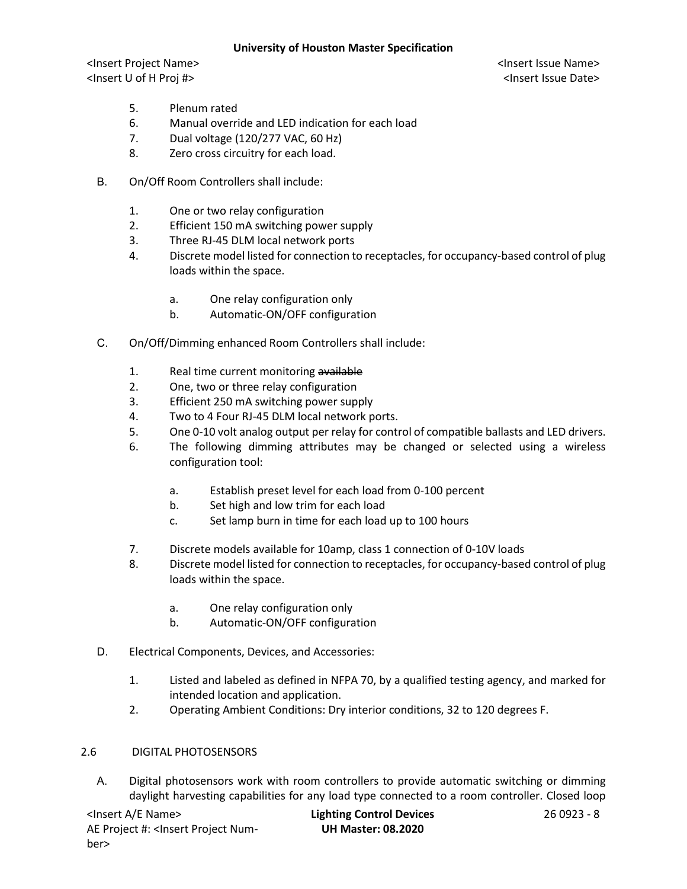5. Plenum rated
6. Manual override and LED indication for each load
7. Dual voltage (120/277 VAC, 60 Hz)
8. Zero cross circuitry for each load.

B. On/Off Room Controllers shall include:

1. One or two relay configuration
2. Efficient 150 mA switching power supply
3. Three RJ-45 DLM local network ports
4. Discrete model listed for connection to receptacles, for occupancy-based control of plug loads within the space.

   a. One relay configuration only
   b. Automatic-ON/OFF configuration

C. On/Off/Dimming enhanced Room Controllers shall include:

1. Real time current monitoring ~~available~~
2. One, two or three relay configuration
3. Efficient 250 mA switching power supply
4. Two to 4 Four RJ-45 DLM local network ports.
5. One 0-10 volt analog output per relay for control of compatible ballasts and LED drivers.
6. The following dimming attributes may be changed or selected using a wireless configuration tool:

   a. Establish preset level for each load from 0-100 percent
   b. Set high and low trim for each load
   c. Set lamp burn in time for each load up to 100 hours

7. Discrete models available for 10amp, class 1 connection of 0-10V loads
8. Discrete model listed for connection to receptacles, for occupancy-based control of plug loads within the space.

   a. One relay configuration only
   b. Automatic-ON/OFF configuration

D. Electrical Components, Devices, and Accessories:

1. Listed and labeled as defined in NFPA 70, by a qualified testing agency, and marked for intended location and application.
2. Operating Ambient Conditions: Dry interior conditions, 32 to 120 degrees F.

## 2.6 DIGITAL PHOTOSENSORS

A. Digital photosensors work with room controllers to provide automatic switching or dimming daylight harvesting capabilities for any load type connected to a room controller. Closed loop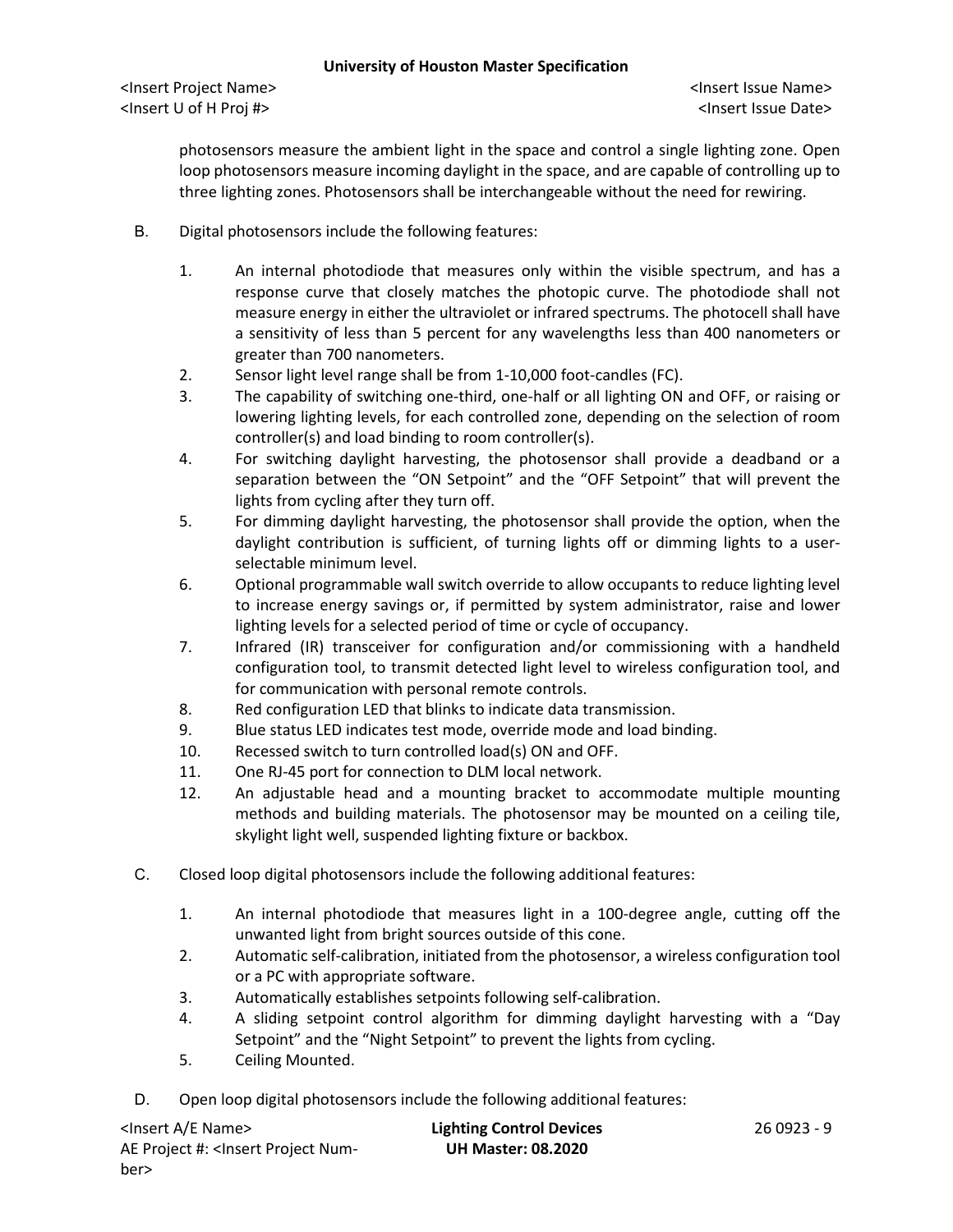photosensors measure the ambient light in the space and control a single lighting zone. Open loop photosensors measure incoming daylight in the space, and are capable of controlling up to three lighting zones. Photosensors shall be interchangeable without the need for rewiring.

B. Digital photosensors include the following features:

1. An internal photodiode that measures only within the visible spectrum, and has a response curve that closely matches the photopic curve. The photodiode shall not measure energy in either the ultraviolet or infrared spectrums. The photocell shall have a sensitivity of less than 5 percent for any wavelengths less than 400 nanometers or greater than 700 nanometers.
2. Sensor light level range shall be from 1-10,000 foot-candles (FC).
3. The capability of switching one-third, one-half or all lighting ON and OFF, or raising or lowering lighting levels, for each controlled zone, depending on the selection of room controller(s) and load binding to room controller(s).
4. For switching daylight harvesting, the photosensor shall provide a deadband or a separation between the "ON Setpoint" and the "OFF Setpoint" that will prevent the lights from cycling after they turn off.
5. For dimming daylight harvesting, the photosensor shall provide the option, when the daylight contribution is sufficient, of turning lights off or dimming lights to a user-selectable minimum level.
6. Optional programmable wall switch override to allow occupants to reduce lighting level to increase energy savings or, if permitted by system administrator, raise and lower lighting levels for a selected period of time or cycle of occupancy.
7. Infrared (IR) transceiver for configuration and/or commissioning with a handheld configuration tool, to transmit detected light level to wireless configuration tool, and for communication with personal remote controls.
8. Red configuration LED that blinks to indicate data transmission.
9. Blue status LED indicates test mode, override mode and load binding.
10. Recessed switch to turn controlled load(s) ON and OFF.
11. One RJ-45 port for connection to DLM local network.
12. An adjustable head and a mounting bracket to accommodate multiple mounting methods and building materials. The photosensor may be mounted on a ceiling tile, skylight light well, suspended lighting fixture or backbox.

C. Closed loop digital photosensors include the following additional features:

1. An internal photodiode that measures light in a 100-degree angle, cutting off the unwanted light from bright sources outside of this cone.
2. Automatic self-calibration, initiated from the photosensor, a wireless configuration tool or a PC with appropriate software.
3. Automatically establishes setpoints following self-calibration.
4. A sliding setpoint control algorithm for dimming daylight harvesting with a "Day Setpoint" and the "Night Setpoint" to prevent the lights from cycling.
5. Ceiling Mounted.

D. Open loop digital photosensors include the following additional features: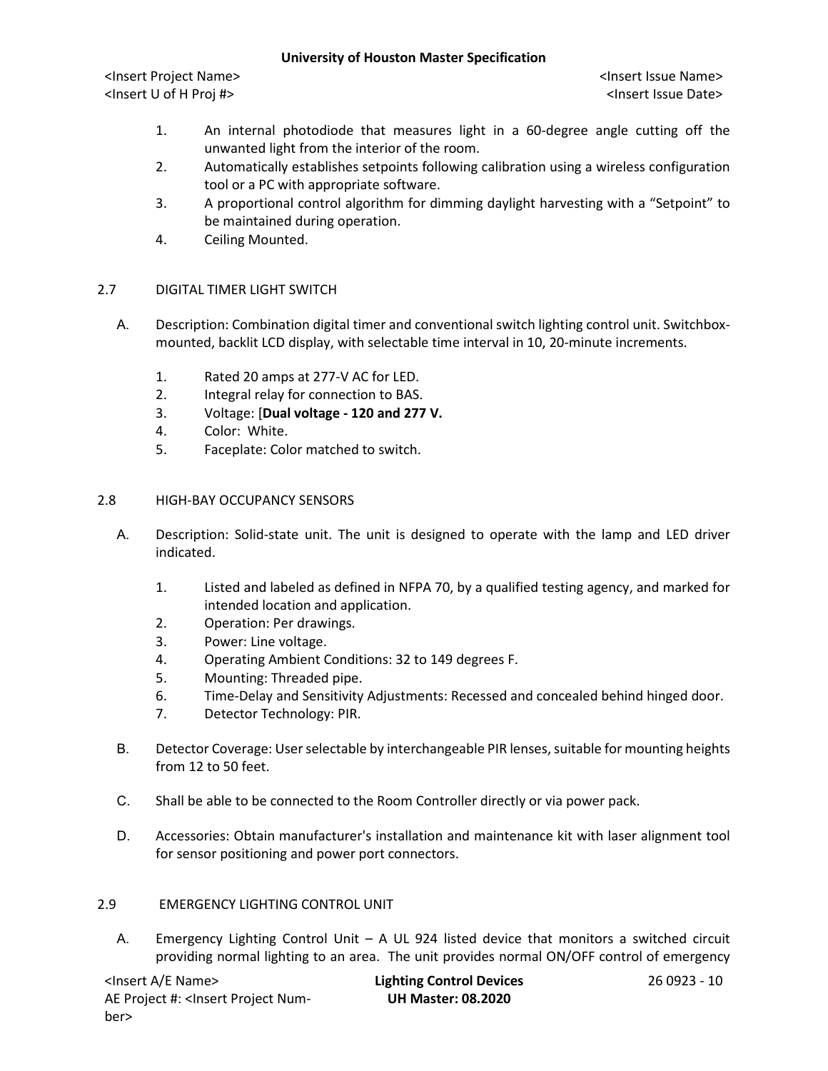1. An internal photodiode that measures light in a 60-degree angle cutting off the unwanted light from the interior of the room.
2. Automatically establishes setpoints following calibration using a wireless configuration tool or a PC with appropriate software.
3. A proportional control algorithm for dimming daylight harvesting with a "Setpoint" to be maintained during operation.
4. Ceiling Mounted.

## 2.7 DIGITAL TIMER LIGHT SWITCH

A. Description: Combination digital timer and conventional switch lighting control unit. Switchbox-mounted, backlit LCD display, with selectable time interval in 10, 20-minute increments.

1. Rated 20 amps at 277-V AC for LED.
2. Integral relay for connection to BAS.
3. Voltage: [**Dual voltage - 120 and 277 V.**
4. Color: White.
5. Faceplate: Color matched to switch.

## 2.8 HIGH-BAY OCCUPANCY SENSORS

A. Description: Solid-state unit. The unit is designed to operate with the lamp and LED driver indicated.

1. Listed and labeled as defined in NFPA 70, by a qualified testing agency, and marked for intended location and application.
2. Operation: Per drawings.
3. Power: Line voltage.
4. Operating Ambient Conditions: 32 to 149 degrees F.
5. Mounting: Threaded pipe.
6. Time-Delay and Sensitivity Adjustments: Recessed and concealed behind hinged door.
7. Detector Technology: PIR.

B. Detector Coverage: User selectable by interchangeable PIR lenses, suitable for mounting heights from 12 to 50 feet.

C. Shall be able to be connected to the Room Controller directly or via power pack.

D. Accessories: Obtain manufacturer's installation and maintenance kit with laser alignment tool for sensor positioning and power port connectors.

## 2.9 EMERGENCY LIGHTING CONTROL UNIT

A. Emergency Lighting Control Unit – A UL 924 listed device that monitors a switched circuit providing normal lighting to an area. The unit provides normal ON/OFF control of emergency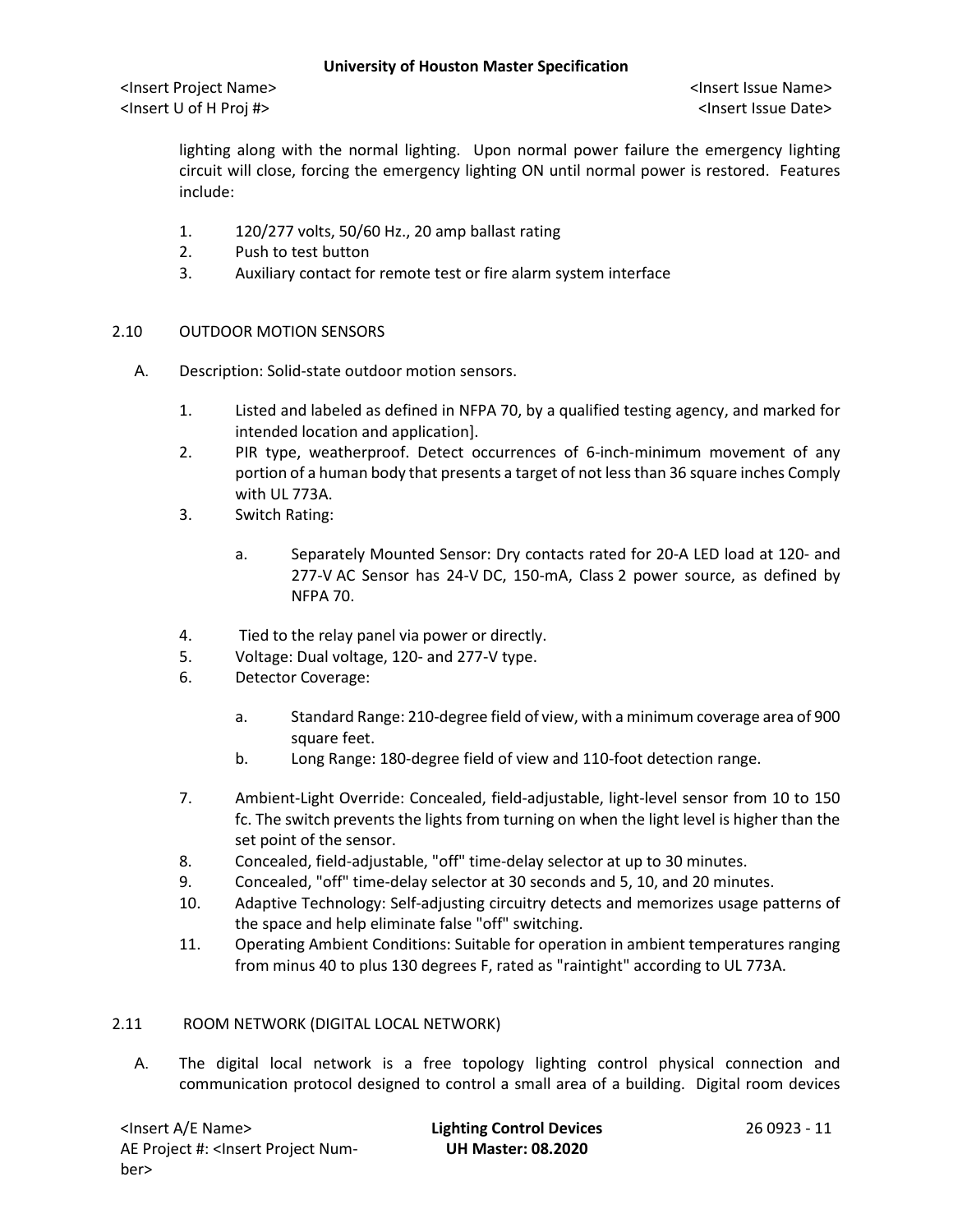lighting along with the normal lighting. Upon normal power failure the emergency lighting circuit will close, forcing the emergency lighting ON until normal power is restored. Features include:

1. 120/277 volts, 50/60 Hz., 20 amp ballast rating
2. Push to test button
3. Auxiliary contact for remote test or fire alarm system interface

## 2.10 OUTDOOR MOTION SENSORS

A. Description: Solid-state outdoor motion sensors.

1. Listed and labeled as defined in NFPA 70, by a qualified testing agency, and marked for intended location and application].
2. PIR type, weatherproof. Detect occurrences of 6-inch-minimum movement of any portion of a human body that presents a target of not less than 36 square inches Comply with UL 773A.
3. Switch Rating:

    a. Separately Mounted Sensor: Dry contacts rated for 20-A LED load at 120- and 277-V AC Sensor has 24-V DC, 150-mA, Class 2 power source, as defined by NFPA 70.

4. Tied to the relay panel via power or directly.
5. Voltage: Dual voltage, 120- and 277-V type.
6. Detector Coverage:

    a. Standard Range: 210-degree field of view, with a minimum coverage area of 900 square feet.
    b. Long Range: 180-degree field of view and 110-foot detection range.

7. Ambient-Light Override: Concealed, field-adjustable, light-level sensor from 10 to 150 fc. The switch prevents the lights from turning on when the light level is higher than the set point of the sensor.
8. Concealed, field-adjustable, "off" time-delay selector at up to 30 minutes.
9. Concealed, "off" time-delay selector at 30 seconds and 5, 10, and 20 minutes.
10. Adaptive Technology: Self-adjusting circuitry detects and memorizes usage patterns of the space and help eliminate false "off" switching.
11. Operating Ambient Conditions: Suitable for operation in ambient temperatures ranging from minus 40 to plus 130 degrees F, rated as "raintight" according to UL 773A.

## 2.11 ROOM NETWORK (DIGITAL LOCAL NETWORK)

A. The digital local network is a free topology lighting control physical connection and communication protocol designed to control a small area of a building. Digital room devices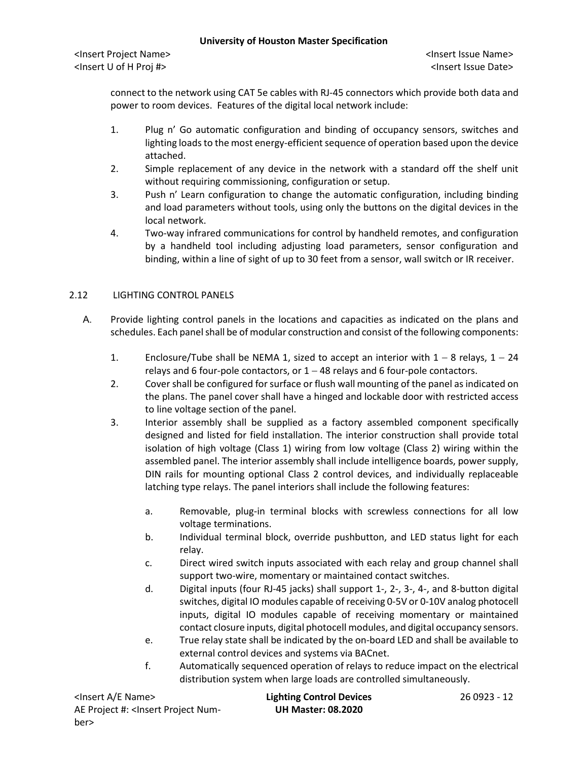connect to the network using CAT 5e cables with RJ-45 connectors which provide both data and power to room devices. Features of the digital local network include:

1. Plug n' Go automatic configuration and binding of occupancy sensors, switches and lighting loads to the most energy-efficient sequence of operation based upon the device attached.
2. Simple replacement of any device in the network with a standard off the shelf unit without requiring commissioning, configuration or setup.
3. Push n' Learn configuration to change the automatic configuration, including binding and load parameters without tools, using only the buttons on the digital devices in the local network.
4. Two-way infrared communications for control by handheld remotes, and configuration by a handheld tool including adjusting load parameters, sensor configuration and binding, within a line of sight of up to 30 feet from a sensor, wall switch or IR receiver.

## 2.12 LIGHTING CONTROL PANELS

A. Provide lighting control panels in the locations and capacities as indicated on the plans and schedules. Each panel shall be of modular construction and consist of the following components:

1. Enclosure/Tube shall be NEMA 1, sized to accept an interior with 1 – 8 relays, 1 – 24 relays and 6 four-pole contactors, or 1 – 48 relays and 6 four-pole contactors.
2. Cover shall be configured for surface or flush wall mounting of the panel as indicated on the plans. The panel cover shall have a hinged and lockable door with restricted access to line voltage section of the panel.
3. Interior assembly shall be supplied as a factory assembled component specifically designed and listed for field installation. The interior construction shall provide total isolation of high voltage (Class 1) wiring from low voltage (Class 2) wiring within the assembled panel. The interior assembly shall include intelligence boards, power supply, DIN rails for mounting optional Class 2 control devices, and individually replaceable latching type relays. The panel interiors shall include the following features:

    a. Removable, plug-in terminal blocks with screwless connections for all low voltage terminations.
    b. Individual terminal block, override pushbutton, and LED status light for each relay.
    c. Direct wired switch inputs associated with each relay and group channel shall support two-wire, momentary or maintained contact switches.
    d. Digital inputs (four RJ-45 jacks) shall support 1-, 2-, 3-, 4-, and 8-button digital switches, digital IO modules capable of receiving 0-5V or 0-10V analog photocell inputs, digital IO modules capable of receiving momentary or maintained contact closure inputs, digital photocell modules, and digital occupancy sensors.
    e. True relay state shall be indicated by the on-board LED and shall be available to external control devices and systems via BACnet.
    f. Automatically sequenced operation of relays to reduce impact on the electrical distribution system when large loads are controlled simultaneously.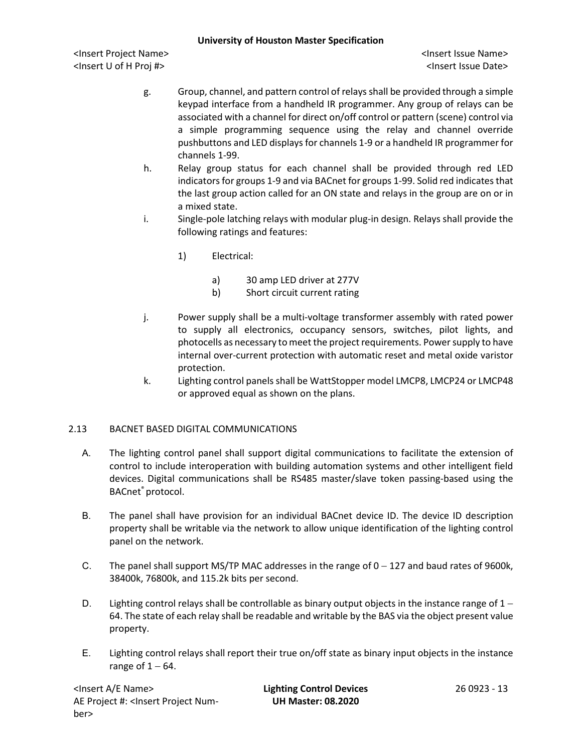g. Group, channel, and pattern control of relays shall be provided through a simple keypad interface from a handheld IR programmer. Any group of relays can be associated with a channel for direct on/off control or pattern (scene) control via a simple programming sequence using the relay and channel override pushbuttons and LED displays for channels 1-9 or a handheld IR programmer for channels 1-99.

h. Relay group status for each channel shall be provided through red LED indicators for groups 1-9 and via BACnet for groups 1-99. Solid red indicates that the last group action called for an ON state and relays in the group are on or in a mixed state.

i. Single-pole latching relays with modular plug-in design. Relays shall provide the following ratings and features:

   1) Electrical:

      a) 30 amp LED driver at 277V
      b) Short circuit current rating

j. Power supply shall be a multi-voltage transformer assembly with rated power to supply all electronics, occupancy sensors, switches, pilot lights, and photocells as necessary to meet the project requirements. Power supply to have internal over-current protection with automatic reset and metal oxide varistor protection.

k. Lighting control panels shall be WattStopper model LMCP8, LMCP24 or LMCP48 or approved equal as shown on the plans.

## 2.13 BACNET BASED DIGITAL COMMUNICATIONS

A. The lighting control panel shall support digital communications to facilitate the extension of control to include interoperation with building automation systems and other intelligent field devices. Digital communications shall be RS485 master/slave token passing-based using the BACnet® protocol.

B. The panel shall have provision for an individual BACnet device ID. The device ID description property shall be writable via the network to allow unique identification of the lighting control panel on the network.

C. The panel shall support MS/TP MAC addresses in the range of 0 – 127 and baud rates of 9600k, 38400k, 76800k, and 115.2k bits per second.

D. Lighting control relays shall be controllable as binary output objects in the instance range of 1 – 64. The state of each relay shall be readable and writable by the BAS via the object present value property.

E. Lighting control relays shall report their true on/off state as binary input objects in the instance range of 1 – 64.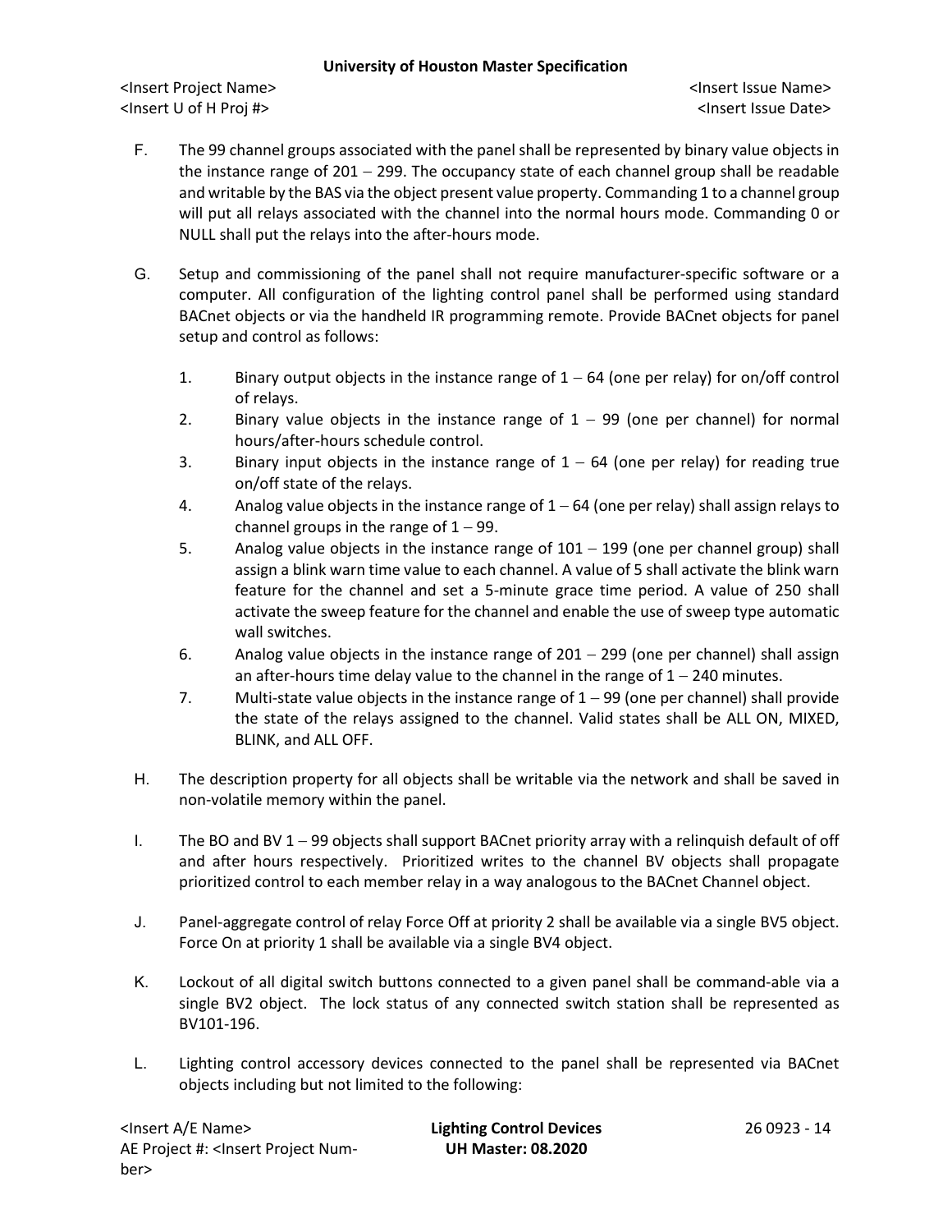F. The 99 channel groups associated with the panel shall be represented by binary value objects in the instance range of 201 – 299. The occupancy state of each channel group shall be readable and writable by the BAS via the object present value property. Commanding 1 to a channel group will put all relays associated with the channel into the normal hours mode. Commanding 0 or NULL shall put the relays into the after-hours mode.

G. Setup and commissioning of the panel shall not require manufacturer-specific software or a computer. All configuration of the lighting control panel shall be performed using standard BACnet objects or via the handheld IR programming remote. Provide BACnet objects for panel setup and control as follows:

1. Binary output objects in the instance range of 1 – 64 (one per relay) for on/off control of relays.
2. Binary value objects in the instance range of 1 – 99 (one per channel) for normal hours/after-hours schedule control.
3. Binary input objects in the instance range of 1 – 64 (one per relay) for reading true on/off state of the relays.
4. Analog value objects in the instance range of 1 – 64 (one per relay) shall assign relays to channel groups in the range of 1 – 99.
5. Analog value objects in the instance range of 101 – 199 (one per channel group) shall assign a blink warn time value to each channel. A value of 5 shall activate the blink warn feature for the channel and set a 5-minute grace time period. A value of 250 shall activate the sweep feature for the channel and enable the use of sweep type automatic wall switches.
6. Analog value objects in the instance range of 201 – 299 (one per channel) shall assign an after-hours time delay value to the channel in the range of 1 – 240 minutes.
7. Multi-state value objects in the instance range of 1 – 99 (one per channel) shall provide the state of the relays assigned to the channel. Valid states shall be ALL ON, MIXED, BLINK, and ALL OFF.

H. The description property for all objects shall be writable via the network and shall be saved in non-volatile memory within the panel.

I. The BO and BV 1 – 99 objects shall support BACnet priority array with a relinquish default of off and after hours respectively. Prioritized writes to the channel BV objects shall propagate prioritized control to each member relay in a way analogous to the BACnet Channel object.

J. Panel-aggregate control of relay Force Off at priority 2 shall be available via a single BV5 object. Force On at priority 1 shall be available via a single BV4 object.

K. Lockout of all digital switch buttons connected to a given panel shall be command-able via a single BV2 object. The lock status of any connected switch station shall be represented as BV101-196.

L. Lighting control accessory devices connected to the panel shall be represented via BACnet objects including but not limited to the following: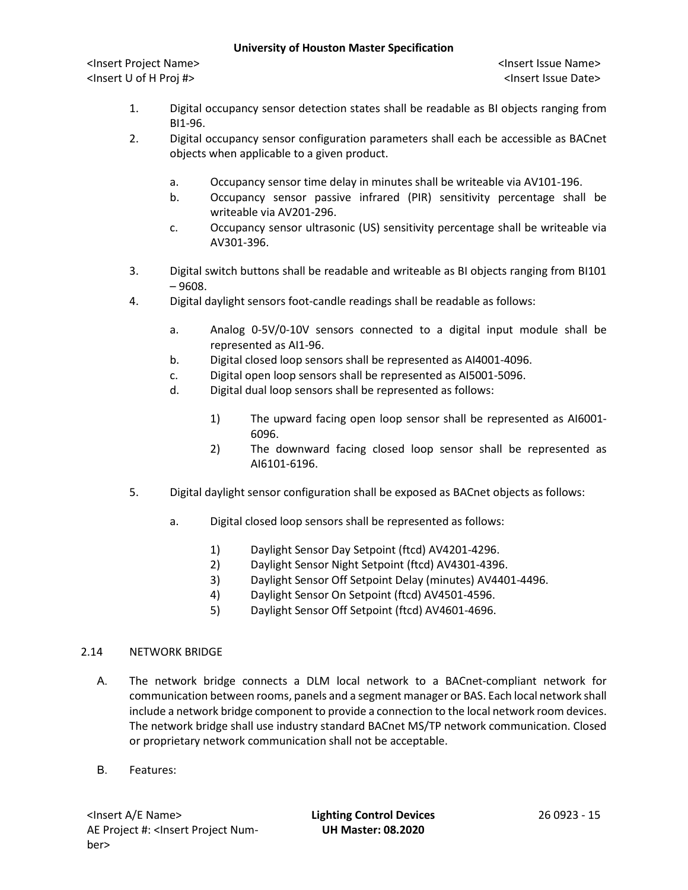1. Digital occupancy sensor detection states shall be readable as BI objects ranging from BI1-96.
2. Digital occupancy sensor configuration parameters shall each be accessible as BACnet objects when applicable to a given product.

   a. Occupancy sensor time delay in minutes shall be writeable via AV101-196.
   b. Occupancy sensor passive infrared (PIR) sensitivity percentage shall be writeable via AV201-296.
   c. Occupancy sensor ultrasonic (US) sensitivity percentage shall be writeable via AV301-396.

3. Digital switch buttons shall be readable and writeable as BI objects ranging from BI101 – 9608.
4. Digital daylight sensors foot-candle readings shall be readable as follows:

   a. Analog 0-5V/0-10V sensors connected to a digital input module shall be represented as AI1-96.
   b. Digital closed loop sensors shall be represented as AI4001-4096.
   c. Digital open loop sensors shall be represented as AI5001-5096.
   d. Digital dual loop sensors shall be represented as follows:

      1) The upward facing open loop sensor shall be represented as AI6001-6096.
      2) The downward facing closed loop sensor shall be represented as AI6101-6196.

5. Digital daylight sensor configuration shall be exposed as BACnet objects as follows:

   a. Digital closed loop sensors shall be represented as follows:

      1) Daylight Sensor Day Setpoint (ftcd) AV4201-4296.
      2) Daylight Sensor Night Setpoint (ftcd) AV4301-4396.
      3) Daylight Sensor Off Setpoint Delay (minutes) AV4401-4496.
      4) Daylight Sensor On Setpoint (ftcd) AV4501-4596.
      5) Daylight Sensor Off Setpoint (ftcd) AV4601-4696.

## 2.14 NETWORK BRIDGE

A. The network bridge connects a DLM local network to a BACnet-compliant network for communication between rooms, panels and a segment manager or BAS. Each local network shall include a network bridge component to provide a connection to the local network room devices. The network bridge shall use industry standard BACnet MS/TP network communication. Closed or proprietary network communication shall not be acceptable.

B. Features: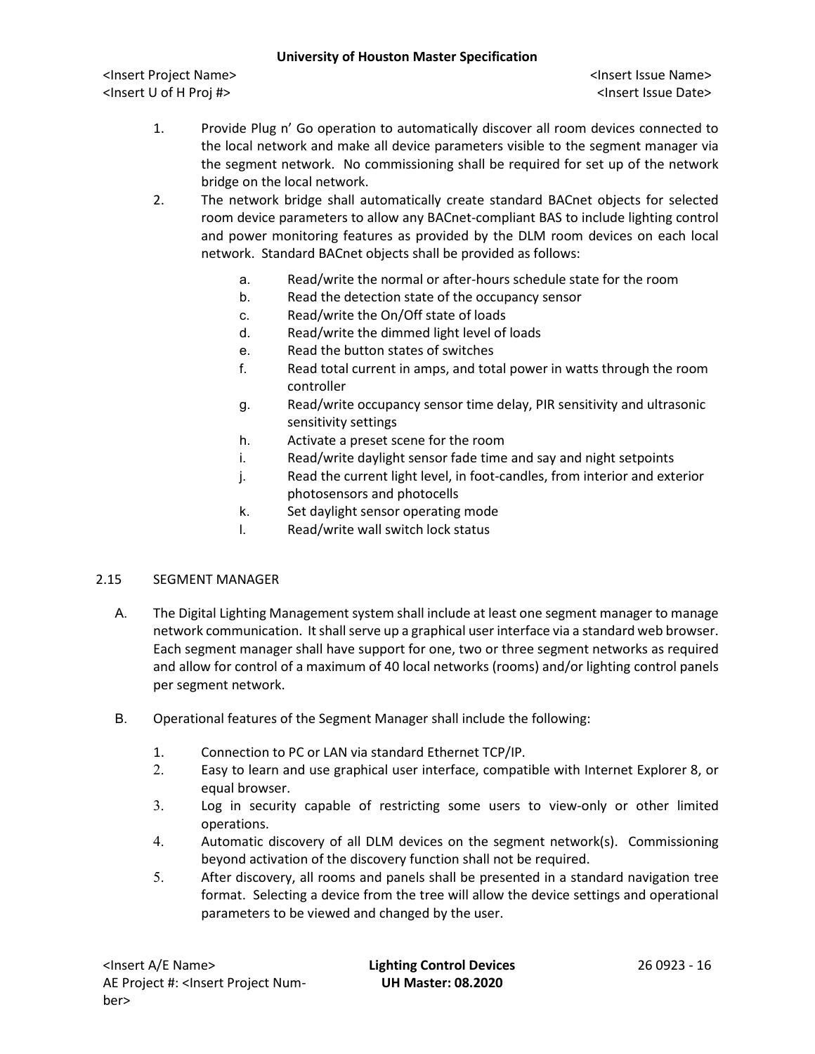1. Provide Plug n' Go operation to automatically discover all room devices connected to the local network and make all device parameters visible to the segment manager via the segment network. No commissioning shall be required for set up of the network bridge on the local network.
2. The network bridge shall automatically create standard BACnet objects for selected room device parameters to allow any BACnet-compliant BAS to include lighting control and power monitoring features as provided by the DLM room devices on each local network. Standard BACnet objects shall be provided as follows:
   a. Read/write the normal or after-hours schedule state for the room
   b. Read the detection state of the occupancy sensor
   c. Read/write the On/Off state of loads
   d. Read/write the dimmed light level of loads
   e. Read the button states of switches
   f. Read total current in amps, and total power in watts through the room controller
   g. Read/write occupancy sensor time delay, PIR sensitivity and ultrasonic sensitivity settings
   h. Activate a preset scene for the room
   i. Read/write daylight sensor fade time and say and night setpoints
   j. Read the current light level, in foot-candles, from interior and exterior photosensors and photocells
   k. Set daylight sensor operating mode
   l. Read/write wall switch lock status

## 2.15 SEGMENT MANAGER

A. The Digital Lighting Management system shall include at least one segment manager to manage network communication. It shall serve up a graphical user interface via a standard web browser. Each segment manager shall have support for one, two or three segment networks as required and allow for control of a maximum of 40 local networks (rooms) and/or lighting control panels per segment network.

B. Operational features of the Segment Manager shall include the following:

   1. Connection to PC or LAN via standard Ethernet TCP/IP.
   2. Easy to learn and use graphical user interface, compatible with Internet Explorer 8, or equal browser.
   3. Log in security capable of restricting some users to view-only or other limited operations.
   4. Automatic discovery of all DLM devices on the segment network(s). Commissioning beyond activation of the discovery function shall not be required.
   5. After discovery, all rooms and panels shall be presented in a standard navigation tree format. Selecting a device from the tree will allow the device settings and operational parameters to be viewed and changed by the user.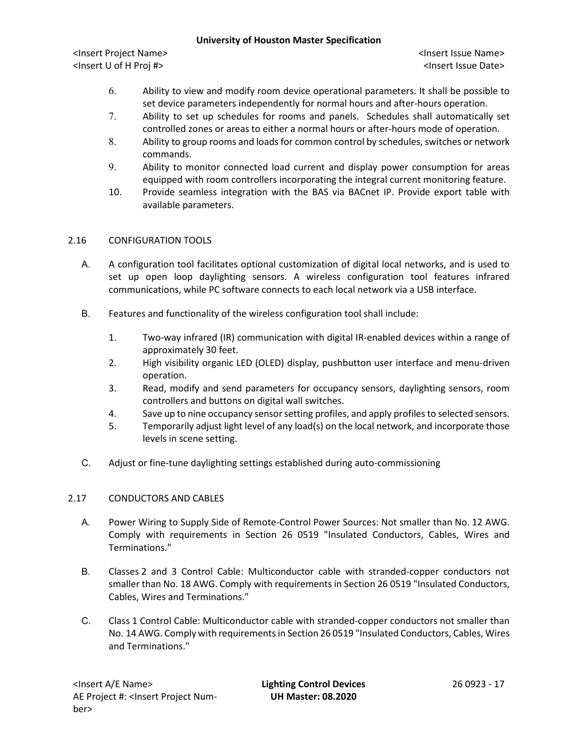6. Ability to view and modify room device operational parameters. It shall be possible to set device parameters independently for normal hours and after-hours operation.
7. Ability to set up schedules for rooms and panels. Schedules shall automatically set controlled zones or areas to either a normal hours or after-hours mode of operation.
8. Ability to group rooms and loads for common control by schedules, switches or network commands.
9. Ability to monitor connected load current and display power consumption for areas equipped with room controllers incorporating the integral current monitoring feature.
10. Provide seamless integration with the BAS via BACnet IP. Provide export table with available parameters.

## 2.16 CONFIGURATION TOOLS

A. A configuration tool facilitates optional customization of digital local networks, and is used to set up open loop daylighting sensors. A wireless configuration tool features infrared communications, while PC software connects to each local network via a USB interface.

B. Features and functionality of the wireless configuration tool shall include:

1. Two-way infrared (IR) communication with digital IR-enabled devices within a range of approximately 30 feet.
2. High visibility organic LED (OLED) display, pushbutton user interface and menu-driven operation.
3. Read, modify and send parameters for occupancy sensors, daylighting sensors, room controllers and buttons on digital wall switches.
4. Save up to nine occupancy sensor setting profiles, and apply profiles to selected sensors.
5. Temporarily adjust light level of any load(s) on the local network, and incorporate those levels in scene setting.

C. Adjust or fine-tune daylighting settings established during auto-commissioning

## 2.17 CONDUCTORS AND CABLES

A. Power Wiring to Supply Side of Remote-Control Power Sources: Not smaller than No. 12 AWG. Comply with requirements in Section 26 0519 "Insulated Conductors, Cables, Wires and Terminations."

B. Classes 2 and 3 Control Cable: Multiconductor cable with stranded-copper conductors not smaller than No. 18 AWG. Comply with requirements in Section 26 0519 "Insulated Conductors, Cables, Wires and Terminations."

C. Class 1 Control Cable: Multiconductor cable with stranded-copper conductors not smaller than No. 14 AWG. Comply with requirements in Section 26 0519 "Insulated Conductors, Cables, Wires and Terminations."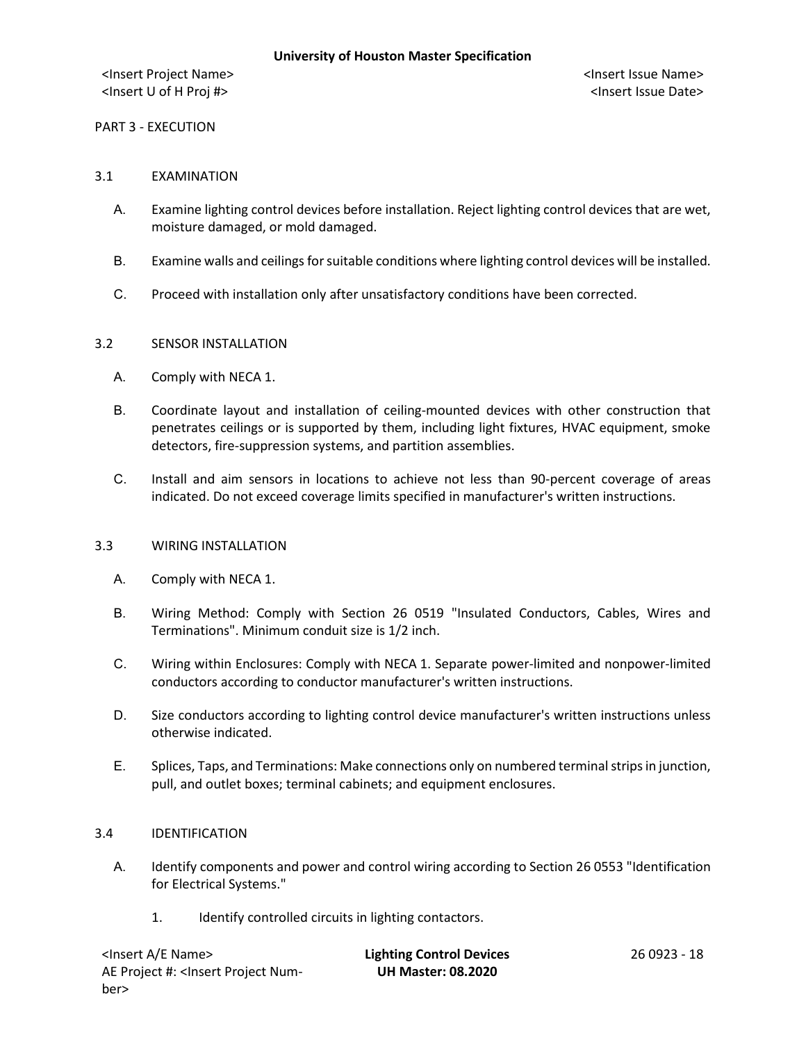## PART 3 - EXECUTION

### 3.1 EXAMINATION

A. Examine lighting control devices before installation. Reject lighting control devices that are wet, moisture damaged, or mold damaged.

B. Examine walls and ceilings for suitable conditions where lighting control devices will be installed.

C. Proceed with installation only after unsatisfactory conditions have been corrected.

### 3.2 SENSOR INSTALLATION

A. Comply with NECA 1.

B. Coordinate layout and installation of ceiling-mounted devices with other construction that penetrates ceilings or is supported by them, including light fixtures, HVAC equipment, smoke detectors, fire-suppression systems, and partition assemblies.

C. Install and aim sensors in locations to achieve not less than 90-percent coverage of areas indicated. Do not exceed coverage limits specified in manufacturer's written instructions.

### 3.3 WIRING INSTALLATION

A. Comply with NECA 1.

B. Wiring Method: Comply with Section 26 0519 "Insulated Conductors, Cables, Wires and Terminations". Minimum conduit size is 1/2 inch.

C. Wiring within Enclosures: Comply with NECA 1. Separate power-limited and nonpower-limited conductors according to conductor manufacturer's written instructions.

D. Size conductors according to lighting control device manufacturer's written instructions unless otherwise indicated.

E. Splices, Taps, and Terminations: Make connections only on numbered terminal strips in junction, pull, and outlet boxes; terminal cabinets; and equipment enclosures.

### 3.4 IDENTIFICATION

A. Identify components and power and control wiring according to Section 26 0553 "Identification for Electrical Systems."

1. Identify controlled circuits in lighting contactors.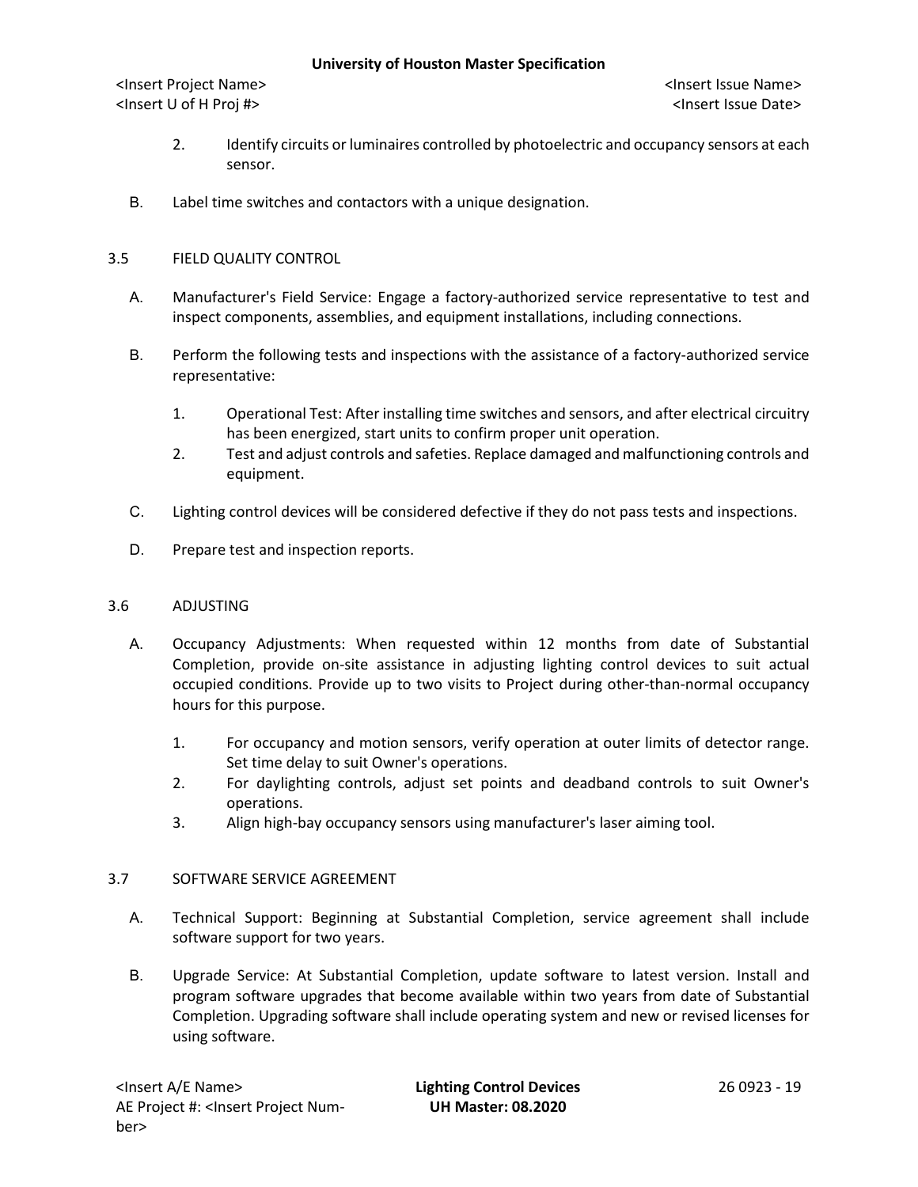2. Identify circuits or luminaires controlled by photoelectric and occupancy sensors at each sensor.

B. Label time switches and contactors with a unique designation.

## 3.5 FIELD QUALITY CONTROL

A. Manufacturer's Field Service: Engage a factory-authorized service representative to test and inspect components, assemblies, and equipment installations, including connections.

B. Perform the following tests and inspections with the assistance of a factory-authorized service representative:

   1. Operational Test: After installing time switches and sensors, and after electrical circuitry has been energized, start units to confirm proper unit operation.
   2. Test and adjust controls and safeties. Replace damaged and malfunctioning controls and equipment.

C. Lighting control devices will be considered defective if they do not pass tests and inspections.

D. Prepare test and inspection reports.

## 3.6 ADJUSTING

A. Occupancy Adjustments: When requested within 12 months from date of Substantial Completion, provide on-site assistance in adjusting lighting control devices to suit actual occupied conditions. Provide up to two visits to Project during other-than-normal occupancy hours for this purpose.

   1. For occupancy and motion sensors, verify operation at outer limits of detector range. Set time delay to suit Owner's operations.
   2. For daylighting controls, adjust set points and deadband controls to suit Owner's operations.
   3. Align high-bay occupancy sensors using manufacturer's laser aiming tool.

## 3.7 SOFTWARE SERVICE AGREEMENT

A. Technical Support: Beginning at Substantial Completion, service agreement shall include software support for two years.

B. Upgrade Service: At Substantial Completion, update software to latest version. Install and program software upgrades that become available within two years from date of Substantial Completion. Upgrading software shall include operating system and new or revised licenses for using software.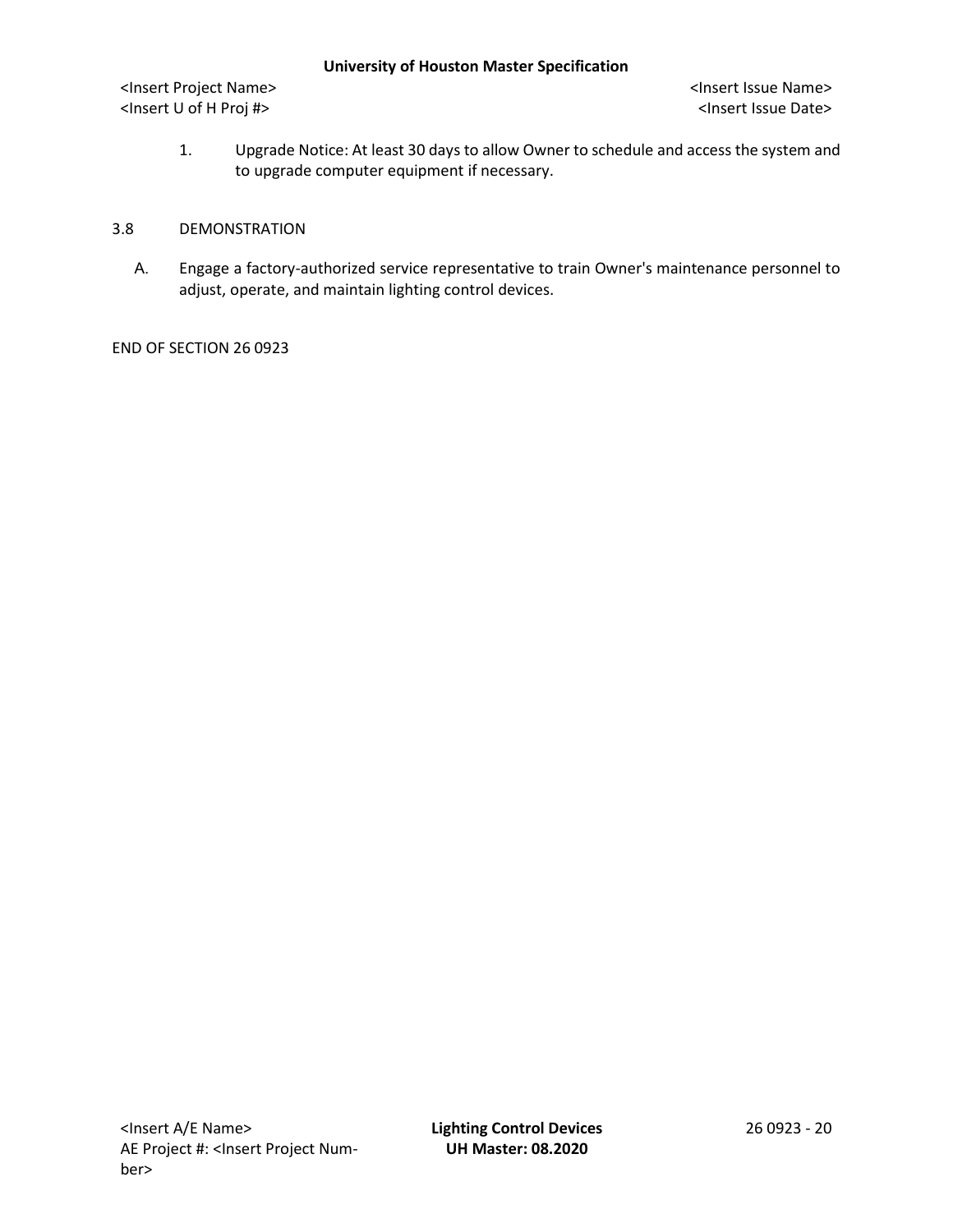1. Upgrade Notice: At least 30 days to allow Owner to schedule and access the system and to upgrade computer equipment if necessary.

## 3.8 DEMONSTRATION

A. Engage a factory-authorized service representative to train Owner's maintenance personnel to adjust, operate, and maintain lighting control devices.

END OF SECTION 26 0923